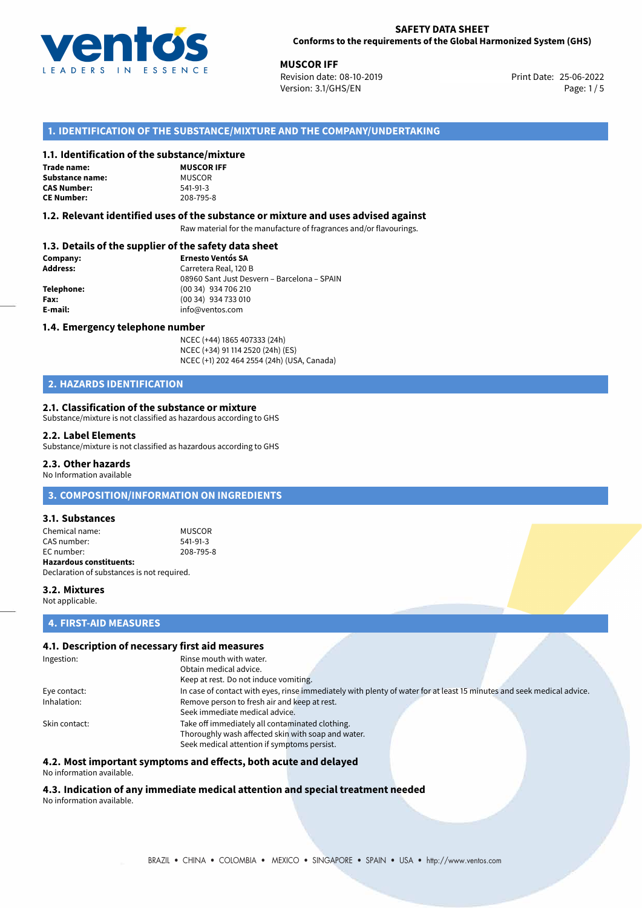**SAFETY DATA SHEET**
**Conforms to the requirements of the Global Harmonized System (GHS)**

**MUSCOR IFF**
Revision date: 08-10-2019
Version: 3.1/GHS/EN

Print Date: 25-06-2022

## 1. IDENTIFICATION OF THE SUBSTANCE/MIXTURE AND THE COMPANY/UNDERTAKING

### 1.1. Identification of the substance/mixture

**Trade name:** **MUSCOR IFF**
**Substance name:** MUSCOR
**CAS Number:** 541-91-3
**CE Number:** 208-795-8

### 1.2. Relevant identified uses of the substance or mixture and uses advised against

Raw material for the manufacture of fragrances and/or flavourings.

### 1.3. Details of the supplier of the safety data sheet

**Company:** **Ernesto Ventós SA**
**Address:** Carretera Real, 120 B
08960 Sant Just Desvern – Barcelona – SPAIN
**Telephone:** (00 34) 934 706 210
**Fax:** (00 34) 934 733 010
**E-mail:** info@ventos.com

### 1.4. Emergency telephone number

NCEC (+44) 1865 407333 (24h)
NCEC (+34) 91 114 2520 (24h) (ES)
NCEC (+1) 202 464 2554 (24h) (USA, Canada)

## 2. HAZARDS IDENTIFICATION

### 2.1. Classification of the substance or mixture

Substance/mixture is not classified as hazardous according to GHS

### 2.2. Label Elements

Substance/mixture is not classified as hazardous according to GHS

### 2.3. Other hazards

No Information available

## 3. COMPOSITION/INFORMATION ON INGREDIENTS

### 3.1. Substances

Chemical name: MUSCOR
CAS number: 541-91-3
EC number: 208-795-8
**Hazardous constituents:**
Declaration of substances is not required.

### 3.2. Mixtures

Not applicable.

## 4. FIRST-AID MEASURES

### 4.1. Description of necessary first aid measures

Ingestion: Rinse mouth with water.
Obtain medical advice.
Keep at rest. Do not induce vomiting.

Eye contact: In case of contact with eyes, rinse immediately with plenty of water for at least 15 minutes and seek medical advice.

Inhalation: Remove person to fresh air and keep at rest.
Seek immediate medical advice.

Skin contact: Take off immediately all contaminated clothing.
Thoroughly wash affected skin with soap and water.
Seek medical attention if symptoms persist.

### 4.2. Most important symptoms and effects, both acute and delayed

No information available.

### 4.3. Indication of any immediate medical attention and special treatment needed

No information available.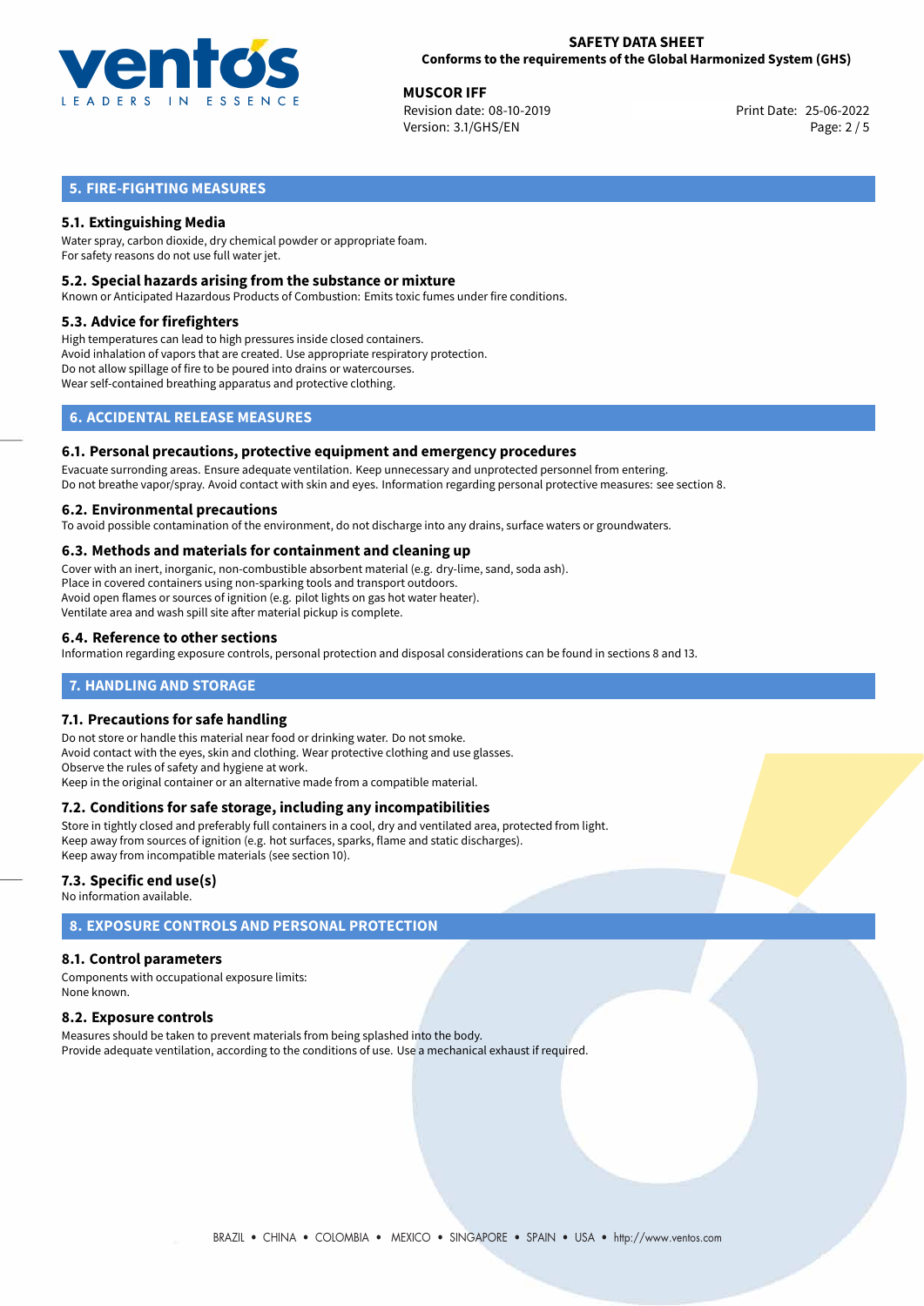## 5. FIRE-FIGHTING MEASURES

### 5.1. Extinguishing Media

Water spray, carbon dioxide, dry chemical powder or appropriate foam.
For safety reasons do not use full water jet.

### 5.2. Special hazards arising from the substance or mixture

Known or Anticipated Hazardous Products of Combustion: Emits toxic fumes under fire conditions.

### 5.3. Advice for firefighters

High temperatures can lead to high pressures inside closed containers.
Avoid inhalation of vapors that are created. Use appropriate respiratory protection.
Do not allow spillage of fire to be poured into drains or watercourses.
Wear self-contained breathing apparatus and protective clothing.

## 6. ACCIDENTAL RELEASE MEASURES

### 6.1. Personal precautions, protective equipment and emergency procedures

Evacuate surronding areas. Ensure adequate ventilation. Keep unnecessary and unprotected personnel from entering.
Do not breathe vapor/spray. Avoid contact with skin and eyes. Information regarding personal protective measures: see section 8.

### 6.2. Environmental precautions

To avoid possible contamination of the environment, do not discharge into any drains, surface waters or groundwaters.

### 6.3. Methods and materials for containment and cleaning up

Cover with an inert, inorganic, non-combustible absorbent material (e.g. dry-lime, sand, soda ash).
Place in covered containers using non-sparking tools and transport outdoors.
Avoid open flames or sources of ignition (e.g. pilot lights on gas hot water heater).
Ventilate area and wash spill site after material pickup is complete.

### 6.4. Reference to other sections

Information regarding exposure controls, personal protection and disposal considerations can be found in sections 8 and 13.

## 7. HANDLING AND STORAGE

### 7.1. Precautions for safe handling

Do not store or handle this material near food or drinking water. Do not smoke.
Avoid contact with the eyes, skin and clothing. Wear protective clothing and use glasses.
Observe the rules of safety and hygiene at work.
Keep in the original container or an alternative made from a compatible material.

### 7.2. Conditions for safe storage, including any incompatibilities

Store in tightly closed and preferably full containers in a cool, dry and ventilated area, protected from light.
Keep away from sources of ignition (e.g. hot surfaces, sparks, flame and static discharges).
Keep away from incompatible materials (see section 10).

### 7.3. Specific end use(s)

No information available.

## 8. EXPOSURE CONTROLS AND PERSONAL PROTECTION

### 8.1. Control parameters

Components with occupational exposure limits:
None known.

### 8.2. Exposure controls

Measures should be taken to prevent materials from being splashed into the body.
Provide adequate ventilation, according to the conditions of use. Use a mechanical exhaust if required.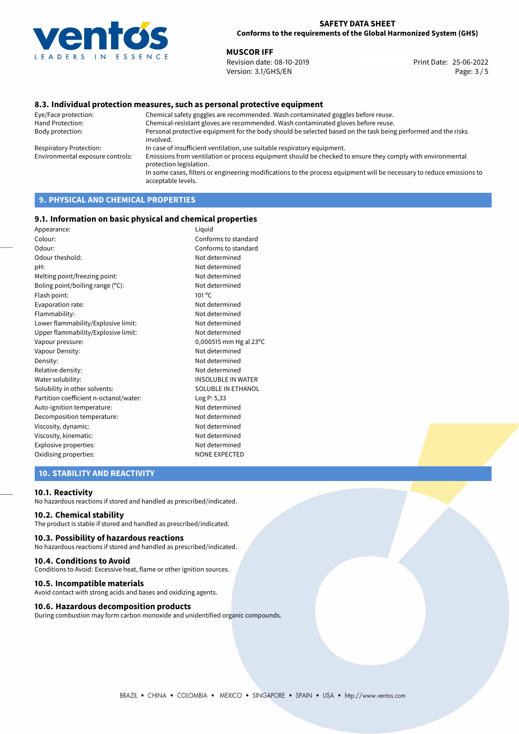### 8.3. Individual protection measures, such as personal protective equipment

| | |
|---|---|
| Eye/Face protection: | Chemical safety goggles are recommended. Wash contaminated goggles before reuse. |
| Hand Protection: | Chemical-resistant gloves are recommended. Wash contaminated gloves before reuse. |
| Body protection: | Personal protective equipment for the body should be selected based on the task being performed and the risks involved. |
| Respiratory Protection: | In case of insufficient ventilation, use suitable respiratory equipment. |
| Environmental exposure controls: | Emissions from ventilation or process equipment should be checked to ensure they comply with environmental protection legislation. In some cases, filters or engineering modifications to the process equipment will be necessary to reduce emissions to acceptable levels. |

## 9. PHYSICAL AND CHEMICAL PROPERTIES

### 9.1. Information on basic physical and chemical properties

| | |
|---|---|
| Appearance: | Liquid |
| Colour: | Conforms to standard |
| Odour: | Conforms to standard |
| Odour theshold: | Not determined |
| pH: | Not determined |
| Melting point/freezing point: | Not determined |
| Boling point/boiling range (°C): | Not determined |
| Flash point: | 101 °C |
| Evaporation rate: | Not determined |
| Flammability: | Not determined |
| Lower flammability/Explosive limit: | Not determined |
| Upper flammability/Explosive limit: | Not determined |
| Vapour pressure: | 0,000515 mm Hg al 23°C |
| Vapour Density: | Not determined |
| Density: | Not determined |
| Relative density: | Not determined |
| Water solubility: | INSOLUBLE IN WATER |
| Solubility in other solvents: | SOLUBLE IN ETHANOL |
| Partition coefficient n-octanol/water: | Log P: 5,33 |
| Auto-ignition temperature: | Not determined |
| Decomposition temperature: | Not determined |
| Viscosity, dynamic: | Not determined |
| Viscosity, kinematic: | Not determined |
| Explosive properties: | Not determined |
| Oxidising properties: | NONE EXPECTED |

## 10. STABILITY AND REACTIVITY

### 10.1. Reactivity

No hazardous reactions if stored and handled as prescribed/indicated.

### 10.2. Chemical stability

The product is stable if stored and handled as prescribed/indicated.

### 10.3. Possibility of hazardous reactions

No hazardous reactions if stored and handled as prescribed/indicated.

### 10.4. Conditions to Avoid

Conditions to Avoid: Excessive heat, flame or other ignition sources.

### 10.5. Incompatible materials

Avoid contact with strong acids and bases and oxidizing agents.

### 10.6. Hazardous decomposition products

During combustion may form carbon monoxide and unidentified organic compounds.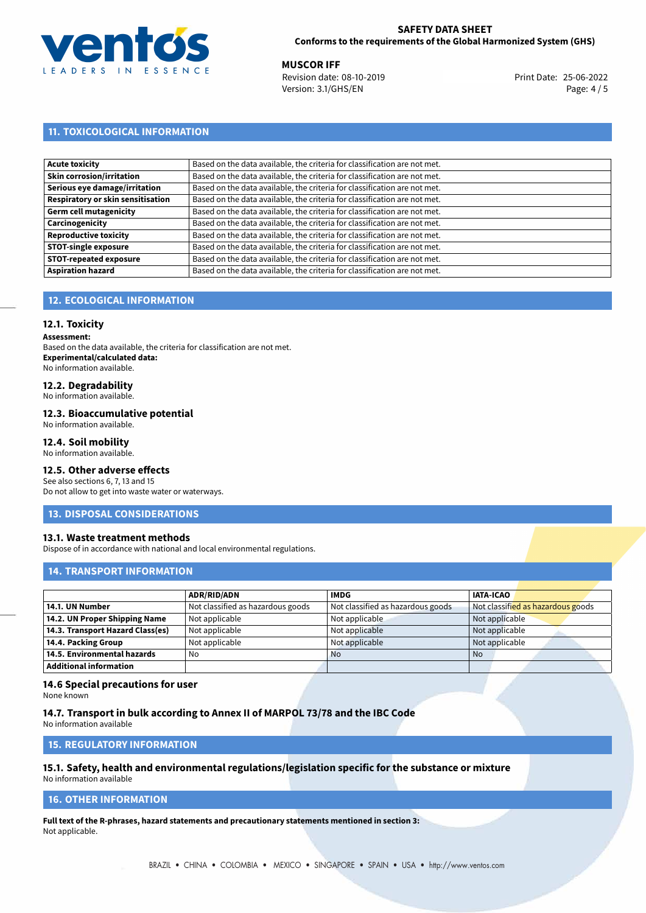## 11. TOXICOLOGICAL INFORMATION

| | |
|---|---|
| **Acute toxicity** | Based on the data available, the criteria for classification are not met. |
| **Skin corrosion/irritation** | Based on the data available, the criteria for classification are not met. |
| **Serious eye damage/irritation** | Based on the data available, the criteria for classification are not met. |
| **Respiratory or skin sensitisation** | Based on the data available, the criteria for classification are not met. |
| **Germ cell mutagenicity** | Based on the data available, the criteria for classification are not met. |
| **Carcinogenicity** | Based on the data available, the criteria for classification are not met. |
| **Reproductive toxicity** | Based on the data available, the criteria for classification are not met. |
| **STOT-single exposure** | Based on the data available, the criteria for classification are not met. |
| **STOT-repeated exposure** | Based on the data available, the criteria for classification are not met. |
| **Aspiration hazard** | Based on the data available, the criteria for classification are not met. |

## 12. ECOLOGICAL INFORMATION

### 12.1. Toxicity

**Assessment:**
Based on the data available, the criteria for classification are not met.
**Experimental/calculated data:**
No information available.

### 12.2. Degradability

No information available.

### 12.3. Bioaccumulative potential

No information available.

### 12.4. Soil mobility

No information available.

### 12.5. Other adverse effects

See also sections 6, 7, 13 and 15
Do not allow to get into waste water or waterways.

## 13. DISPOSAL CONSIDERATIONS

### 13.1. Waste treatment methods

Dispose of in accordance with national and local environmental regulations.

## 14. TRANSPORT INFORMATION

| | ADR/RID/ADN | IMDG | IATA-ICAO |
|---|---|---|---|
| **14.1. UN Number** | Not classified as hazardous goods | Not classified as hazardous goods | Not classified as hazardous goods |
| **14.2. UN Proper Shipping Name** | Not applicable | Not applicable | Not applicable |
| **14.3. Transport Hazard Class(es)** | Not applicable | Not applicable | Not applicable |
| **14.4. Packing Group** | Not applicable | Not applicable | Not applicable |
| **14.5. Environmental hazards** | No | No | No |
| **Additional information** | | | |

### 14.6 Special precautions for user

None known

### 14.7. Transport in bulk according to Annex II of MARPOL 73/78 and the IBC Code

No information available

## 15. REGULATORY INFORMATION

### 15.1. Safety, health and environmental regulations/legislation specific for the substance or mixture

No information available

## 16. OTHER INFORMATION

**Full text of the R-phrases, hazard statements and precautionary statements mentioned in section 3:**
Not applicable.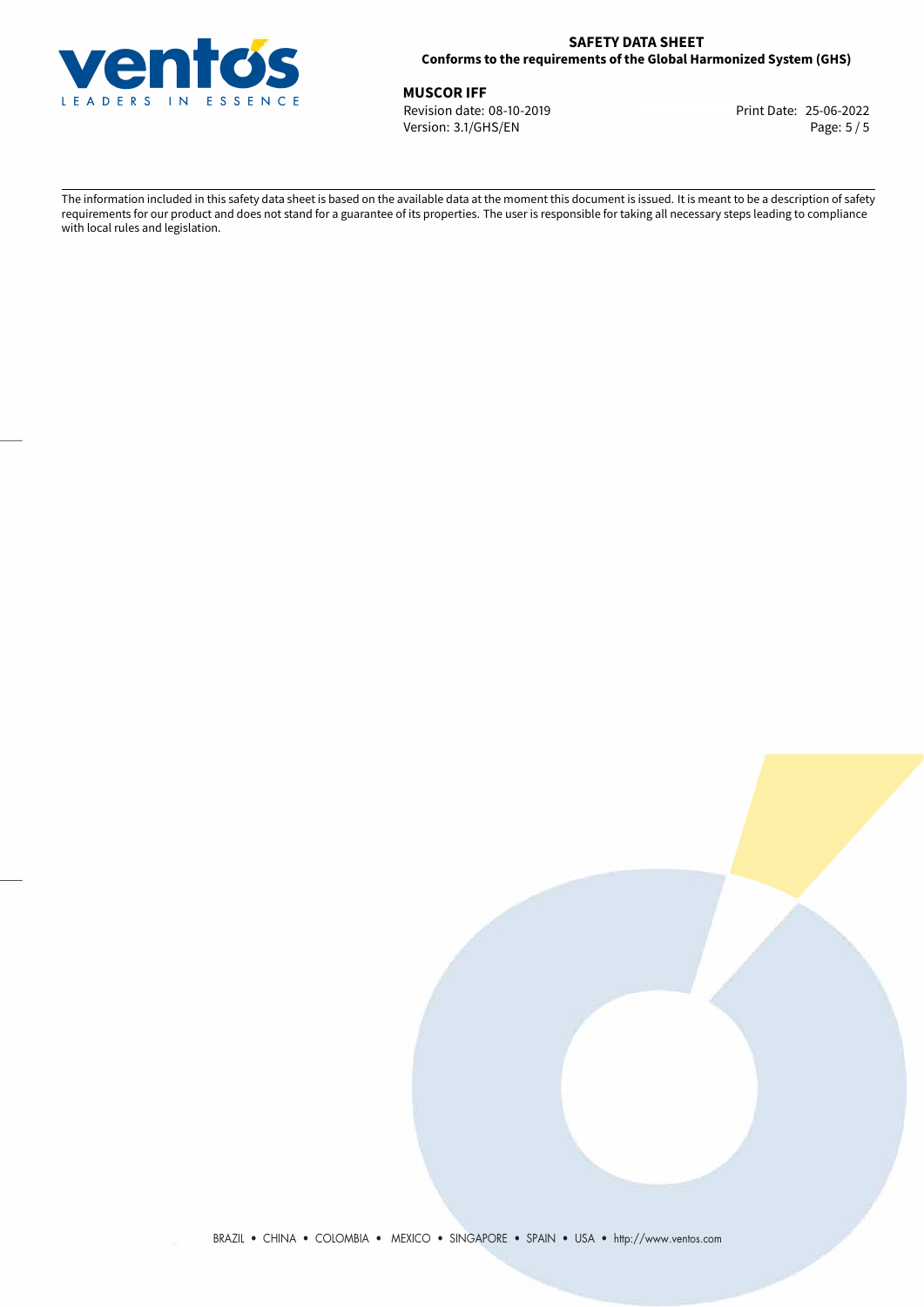The information included in this safety data sheet is based on the available data at the moment this document is issued. It is meant to be a description of safety requirements for our product and does not stand for a guarantee of its properties. The user is responsible for taking all necessary steps leading to compliance with local rules and legislation.